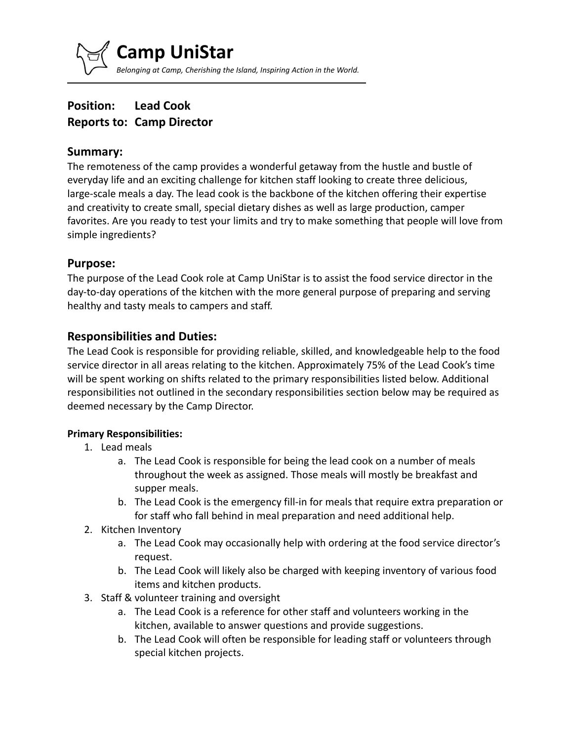# Camp UniStar

*Belonging at Camp, Cherishing the Island, Inspiring Action in the World.*

---

**Position: Lead Cook**
**Reports to: Camp Director**

## Summary:

The remoteness of the camp provides a wonderful getaway from the hustle and bustle of everyday life and an exciting challenge for kitchen staff looking to create three delicious, large-scale meals a day. The lead cook is the backbone of the kitchen offering their expertise and creativity to create small, special dietary dishes as well as large production, camper favorites. Are you ready to test your limits and try to make something that people will love from simple ingredients?

## Purpose:

The purpose of the Lead Cook role at Camp UniStar is to assist the food service director in the day-to-day operations of the kitchen with the more general purpose of preparing and serving healthy and tasty meals to campers and staff.

## Responsibilities and Duties:

The Lead Cook is responsible for providing reliable, skilled, and knowledgeable help to the food service director in all areas relating to the kitchen. Approximately 75% of the Lead Cook's time will be spent working on shifts related to the primary responsibilities listed below. Additional responsibilities not outlined in the secondary responsibilities section below may be required as deemed necessary by the Camp Director.

**Primary Responsibilities:**

1. Lead meals
   a. The Lead Cook is responsible for being the lead cook on a number of meals throughout the week as assigned. Those meals will mostly be breakfast and supper meals.
   b. The Lead Cook is the emergency fill-in for meals that require extra preparation or for staff who fall behind in meal preparation and need additional help.
2. Kitchen Inventory
   a. The Lead Cook may occasionally help with ordering at the food service director's request.
   b. The Lead Cook will likely also be charged with keeping inventory of various food items and kitchen products.
3. Staff & volunteer training and oversight
   a. The Lead Cook is a reference for other staff and volunteers working in the kitchen, available to answer questions and provide suggestions.
   b. The Lead Cook will often be responsible for leading staff or volunteers through special kitchen projects.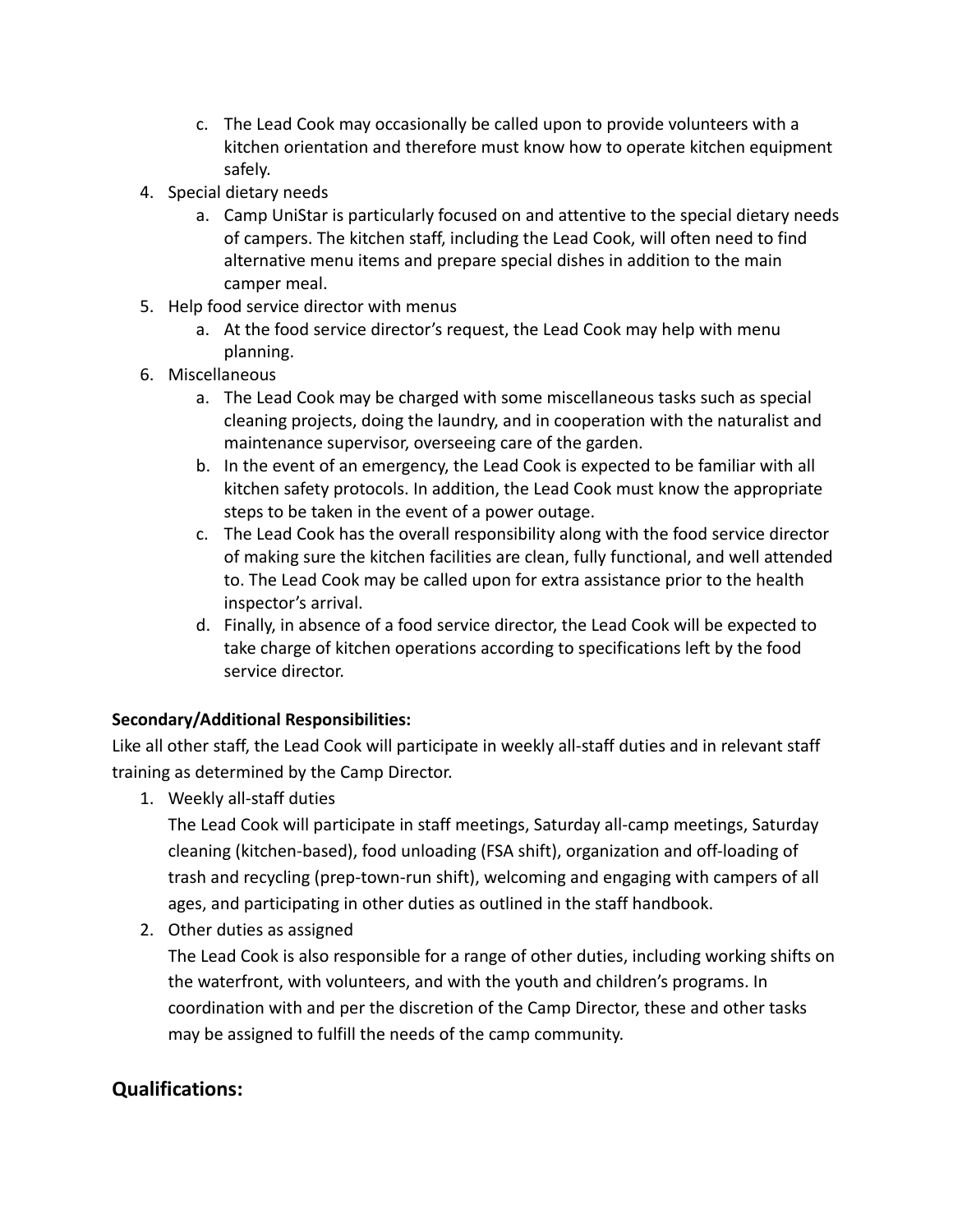c. The Lead Cook may occasionally be called upon to provide volunteers with a kitchen orientation and therefore must know how to operate kitchen equipment safely.

4. Special dietary needs
   a. Camp UniStar is particularly focused on and attentive to the special dietary needs of campers. The kitchen staff, including the Lead Cook, will often need to find alternative menu items and prepare special dishes in addition to the main camper meal.
5. Help food service director with menus
   a. At the food service director's request, the Lead Cook may help with menu planning.
6. Miscellaneous
   a. The Lead Cook may be charged with some miscellaneous tasks such as special cleaning projects, doing the laundry, and in cooperation with the naturalist and maintenance supervisor, overseeing care of the garden.
   b. In the event of an emergency, the Lead Cook is expected to be familiar with all kitchen safety protocols. In addition, the Lead Cook must know the appropriate steps to be taken in the event of a power outage.
   c. The Lead Cook has the overall responsibility along with the food service director of making sure the kitchen facilities are clean, fully functional, and well attended to. The Lead Cook may be called upon for extra assistance prior to the health inspector's arrival.
   d. Finally, in absence of a food service director, the Lead Cook will be expected to take charge of kitchen operations according to specifications left by the food service director.

**Secondary/Additional Responsibilities:**

Like all other staff, the Lead Cook will participate in weekly all-staff duties and in relevant staff training as determined by the Camp Director.

1. Weekly all-staff duties

   The Lead Cook will participate in staff meetings, Saturday all-camp meetings, Saturday cleaning (kitchen-based), food unloading (FSA shift), organization and off-loading of trash and recycling (prep-town-run shift), welcoming and engaging with campers of all ages, and participating in other duties as outlined in the staff handbook.
2. Other duties as assigned

   The Lead Cook is also responsible for a range of other duties, including working shifts on the waterfront, with volunteers, and with the youth and children's programs. In coordination with and per the discretion of the Camp Director, these and other tasks may be assigned to fulfill the needs of the camp community.

## Qualifications: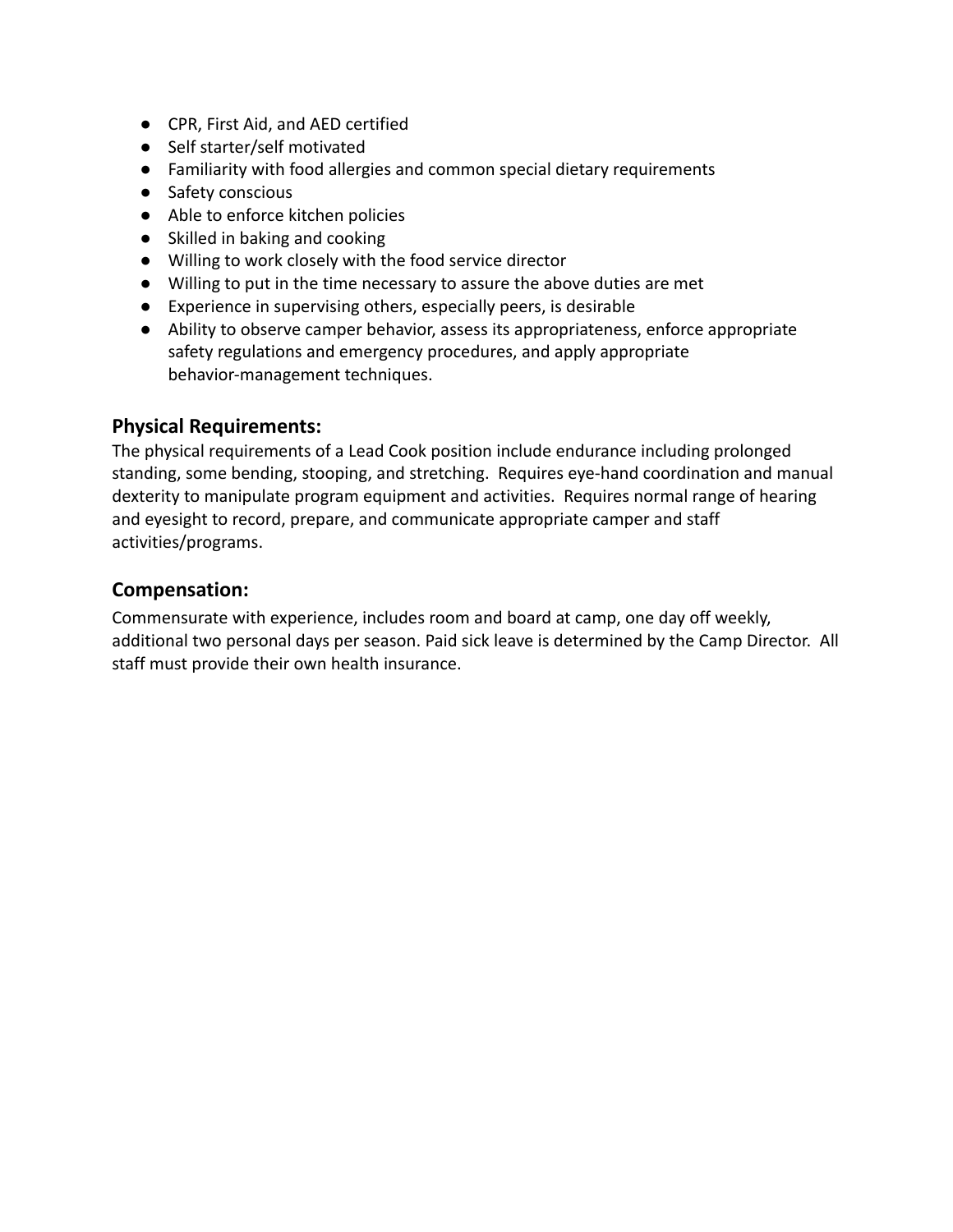- CPR, First Aid, and AED certified
- Self starter/self motivated
- Familiarity with food allergies and common special dietary requirements
- Safety conscious
- Able to enforce kitchen policies
- Skilled in baking and cooking
- Willing to work closely with the food service director
- Willing to put in the time necessary to assure the above duties are met
- Experience in supervising others, especially peers, is desirable
- Ability to observe camper behavior, assess its appropriateness, enforce appropriate safety regulations and emergency procedures, and apply appropriate behavior-management techniques.

## Physical Requirements:

The physical requirements of a Lead Cook position include endurance including prolonged standing, some bending, stooping, and stretching. Requires eye-hand coordination and manual dexterity to manipulate program equipment and activities. Requires normal range of hearing and eyesight to record, prepare, and communicate appropriate camper and staff activities/programs.

## Compensation:

Commensurate with experience, includes room and board at camp, one day off weekly, additional two personal days per season. Paid sick leave is determined by the Camp Director. All staff must provide their own health insurance.